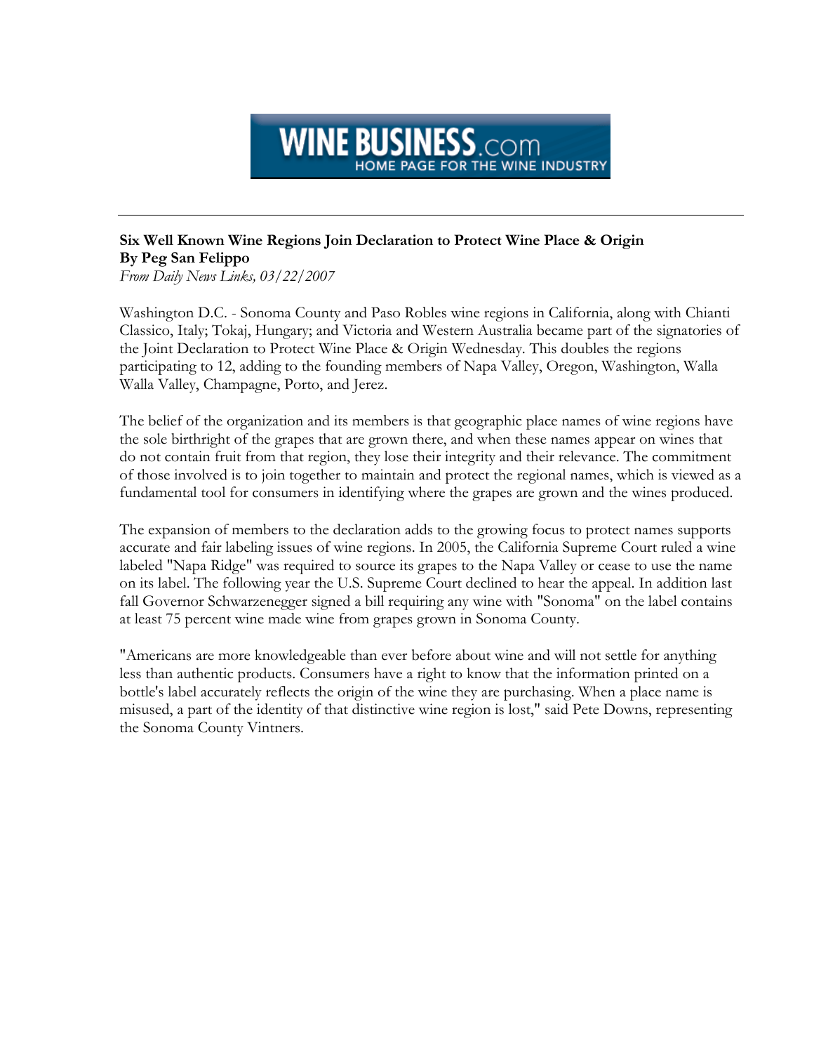**WINE BUSINESS.com**
HOME PAGE FOR THE WINE INDUSTRY

---

**Six Well Known Wine Regions Join Declaration to Protect Wine Place & Origin**
**By Peg San Felippo**
*From Daily News Links, 03/22/2007*

Washington D.C. - Sonoma County and Paso Robles wine regions in California, along with Chianti Classico, Italy; Tokaj, Hungary; and Victoria and Western Australia became part of the signatories of the Joint Declaration to Protect Wine Place & Origin Wednesday. This doubles the regions participating to 12, adding to the founding members of Napa Valley, Oregon, Washington, Walla Walla Valley, Champagne, Porto, and Jerez.

The belief of the organization and its members is that geographic place names of wine regions have the sole birthright of the grapes that are grown there, and when these names appear on wines that do not contain fruit from that region, they lose their integrity and their relevance. The commitment of those involved is to join together to maintain and protect the regional names, which is viewed as a fundamental tool for consumers in identifying where the grapes are grown and the wines produced.

The expansion of members to the declaration adds to the growing focus to protect names supports accurate and fair labeling issues of wine regions. In 2005, the California Supreme Court ruled a wine labeled "Napa Ridge" was required to source its grapes to the Napa Valley or cease to use the name on its label. The following year the U.S. Supreme Court declined to hear the appeal. In addition last fall Governor Schwarzenegger signed a bill requiring any wine with "Sonoma" on the label contains at least 75 percent wine made wine from grapes grown in Sonoma County.

"Americans are more knowledgeable than ever before about wine and will not settle for anything less than authentic products. Consumers have a right to know that the information printed on a bottle's label accurately reflects the origin of the wine they are purchasing. When a place name is misused, a part of the identity of that distinctive wine region is lost," said Pete Downs, representing the Sonoma County Vintners.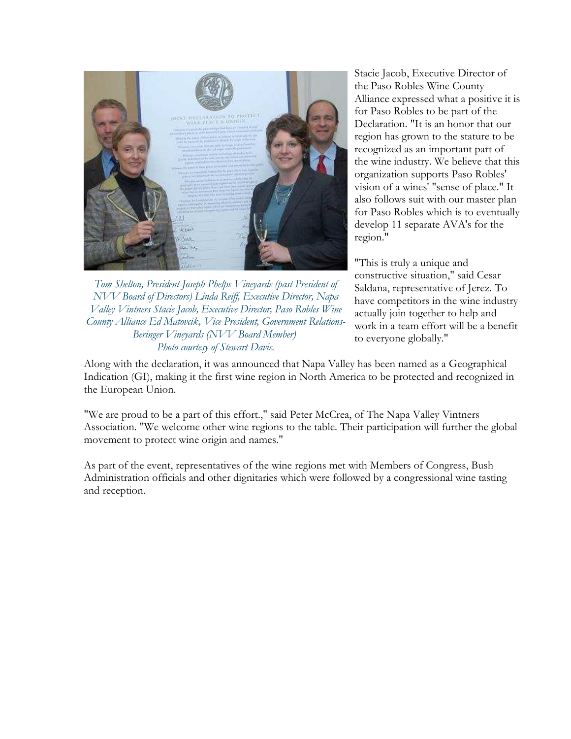*Tom Shelton, President-Joseph Phelps Vineyards (past President of NVV Board of Directors) Linda Reiff, Executive Director, Napa Valley Vintners Stacie Jacob, Executive Director, Paso Robles Wine County Alliance Ed Matovcik, Vice President, Government Relations-Beringer Vineyards (NVV Board Member)*
*Photo courtesy of Stewart Davis.*

Stacie Jacob, Executive Director of the Paso Robles Wine County Alliance expressed what a positive it is for Paso Robles to be part of the Declaration. "It is an honor that our region has grown to the stature to be recognized as an important part of the wine industry. We believe that this organization supports Paso Robles' vision of a wines' "sense of place." It also follows suit with our master plan for Paso Robles which is to eventually develop 11 separate AVA's for the region."

"This is truly a unique and constructive situation," said Cesar Saldana, representative of Jerez. To have competitors in the wine industry actually join together to help and work in a team effort will be a benefit to everyone globally."

Along with the declaration, it was announced that Napa Valley has been named as a Geographical Indication (GI), making it the first wine region in North America to be protected and recognized in the European Union.

"We are proud to be a part of this effort.," said Peter McCrea, of The Napa Valley Vintners Association. "We welcome other wine regions to the table. Their participation will further the global movement to protect wine origin and names."

As part of the event, representatives of the wine regions met with Members of Congress, Bush Administration officials and other dignitaries which were followed by a congressional wine tasting and reception.